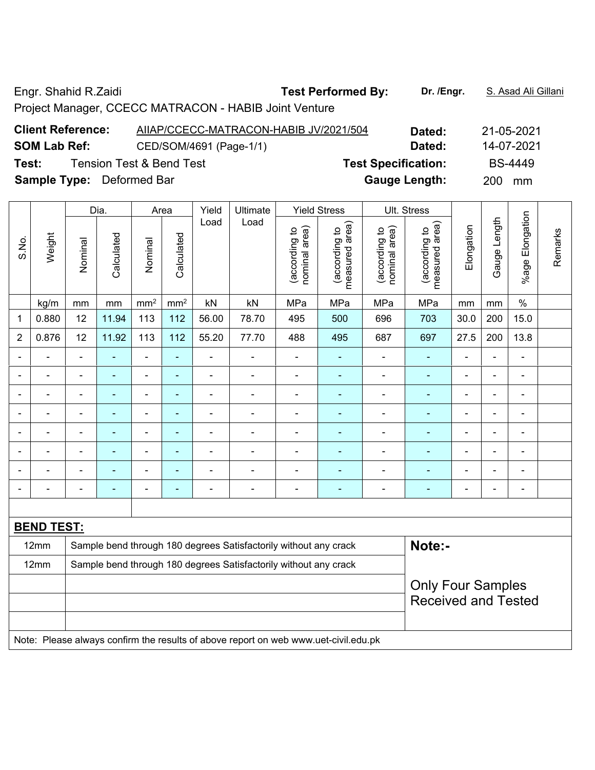Engr. Shahid R.Zaidi **Test Performed By:** **Dr. /Engr.** S. Asad Ali Gillani

Project Manager, CCECC MATRACON - HABIB Joint Venture

**Client Reference:** AIIAP/CCECC-MATRACON-HABIB JV/2021/504 **Dated:** 21-05-2021

**SOM Lab Ref:** CED/SOM/4691 (Page-1/1) **Dated:** 14-07-2021

**Test:** Tension Test & Bend Test **Test Specification:** BS-4449

**Sample Type:** Deformed Bar **Gauge Length:** 200 mm

| S.No. | Weight | Dia. | | Area | | Yield Load | Ultimate Load | Yield Stress | | Ult. Stress | | Elongation | Gauge Length | %age Elongation | Remarks |
|---|---|---|---|---|---|---|---|---|---|---|---|---|---|---|---|
| | | Nominal | Calculated | Nominal | Calculated | | | (according to nominal area) | (according to measured area) | (according to nominal area) | (according to measured area) | | | | |
| | kg/m | mm | mm | mm$^2$ | mm$^2$ | kN | kN | MPa | MPa | MPa | MPa | mm | mm | % | |
| 1 | 0.880 | 12 | 11.94 | 113 | 112 | 56.00 | 78.70 | 495 | 500 | 696 | 703 | 30.0 | 200 | 15.0 | |
| 2 | 0.876 | 12 | 11.92 | 113 | 112 | 55.20 | 77.70 | 488 | 495 | 687 | 697 | 27.5 | 200 | 13.8 | |
| - | - | - | - | - | - | - | - | - | - | - | - | - | - | - | |
| - | - | - | - | - | - | - | - | - | - | - | - | - | - | - | |
| - | - | - | - | - | - | - | - | - | - | - | - | - | - | - | |
| - | - | - | - | - | - | - | - | - | - | - | - | - | - | - | |
| - | - | - | - | - | - | - | - | - | - | - | - | - | - | - | |
| - | - | - | - | - | - | - | - | - | - | - | - | - | - | - | |
| - | - | - | - | - | - | - | - | - | - | - | - | - | - | - | |
| - | - | - | - | - | - | - | - | - | - | - | - | - | - | - | |

**BEND TEST:**

| | | |
|---|---|---|
| 12mm | Sample bend through 180 degrees Satisfactorily without any crack | **Note:-** |
| 12mm | Sample bend through 180 degrees Satisfactorily without any crack | Only Four Samples Received and Tested |
| | | |
| | | |
| | | |

Note: Please always confirm the results of above report on web www.uet-civil.edu.pk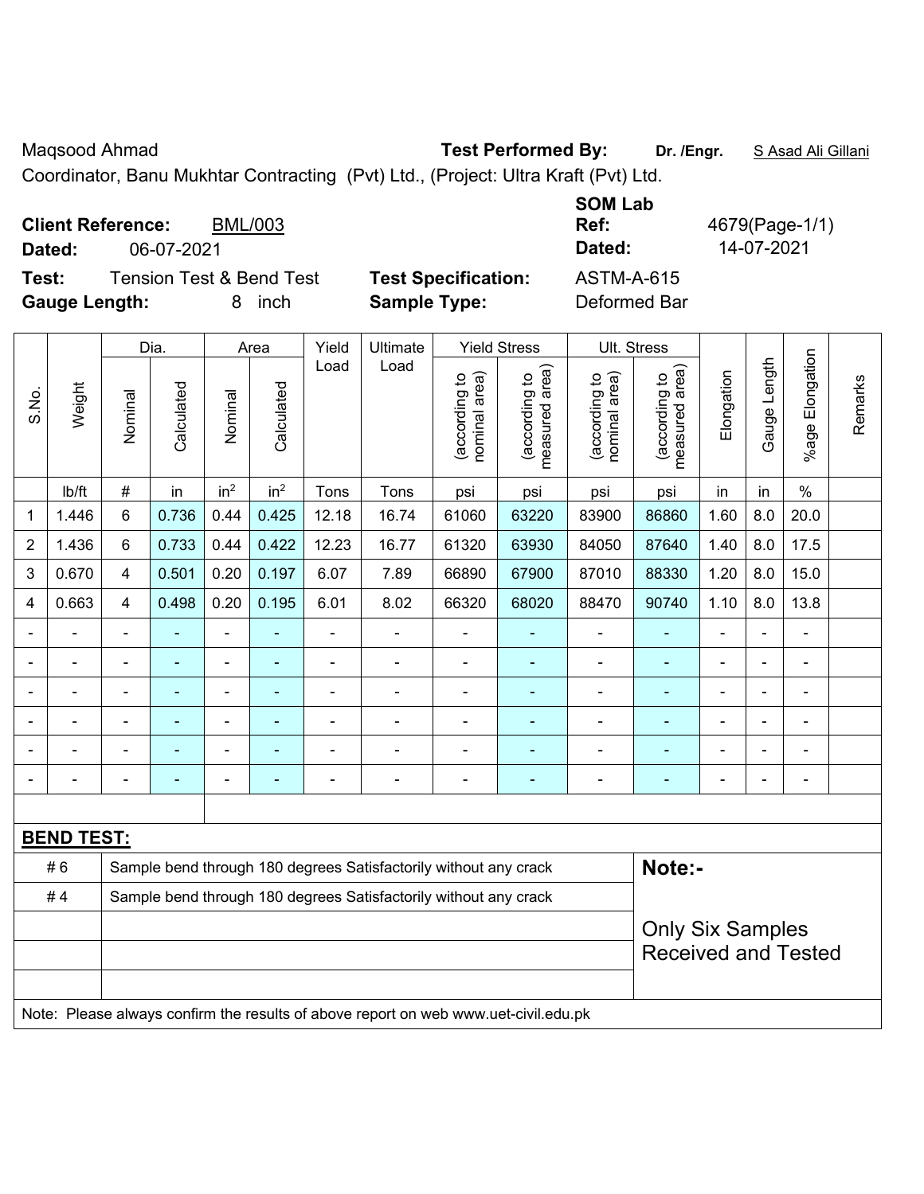Maqsood Ahmad **Test Performed By:** **Dr. /Engr.** S Asad Ali Gillani

Coordinator, Banu Mukhtar Contracting (Pvt) Ltd., (Project: Ultra Kraft (Pvt) Ltd.

**Client Reference:** BML/003
**Dated:** 06-07-2021

**SOM Lab Ref:** 4679(Page-1/1)
**Dated:** 14-07-2021

**Test:** Tension Test & Bend Test **Test Specification:** ASTM-A-615
**Gauge Length:** 8 inch **Sample Type:** Deformed Bar

| S.No. | Weight | Dia. | | Area | | Yield Load | Ultimate Load | Yield Stress | | Ult. Stress | | Elongation | Gauge Length | %age Elongation | Remarks |
|---|---|---|---|---|---|---|---|---|---|---|---|---|---|---|---|
| | | Nominal | Calculated | Nominal | Calculated | | | (according to nominal area) | (according to measured area) | (according to nominal area) | (according to measured area) | | | | |
| | lb/ft | # | in | $in^2$ | $in^2$ | Tons | Tons | psi | psi | psi | psi | in | in | % | |
| 1 | 1.446 | 6 | 0.736 | 0.44 | 0.425 | 12.18 | 16.74 | 61060 | 63220 | 83900 | 86860 | 1.60 | 8.0 | 20.0 | |
| 2 | 1.436 | 6 | 0.733 | 0.44 | 0.422 | 12.23 | 16.77 | 61320 | 63930 | 84050 | 87640 | 1.40 | 8.0 | 17.5 | |
| 3 | 0.670 | 4 | 0.501 | 0.20 | 0.197 | 6.07 | 7.89 | 66890 | 67900 | 87010 | 88330 | 1.20 | 8.0 | 15.0 | |
| 4 | 0.663 | 4 | 0.498 | 0.20 | 0.195 | 6.01 | 8.02 | 66320 | 68020 | 88470 | 90740 | 1.10 | 8.0 | 13.8 | |
| - | - | - | - | - | - | - | - | - | - | - | - | - | - | - | |
| - | - | - | - | - | - | - | - | - | - | - | - | - | - | - | |
| - | - | - | - | - | - | - | - | - | - | - | - | - | - | - | |
| - | - | - | - | - | - | - | - | - | - | - | - | - | - | - | |
| - | - | - | - | - | - | - | - | - | - | - | - | - | - | - | |
| - | - | - | - | - | - | - | - | - | - | - | - | - | - | - | |

**BEND TEST:**

| | | |
|---|---|---|
| # 6 | Sample bend through 180 degrees Satisfactorily without any crack | **Note:-** |
| # 4 | Sample bend through 180 degrees Satisfactorily without any crack | Only Six Samples Received and Tested |

Note: Please always confirm the results of above report on web www.uet-civil.edu.pk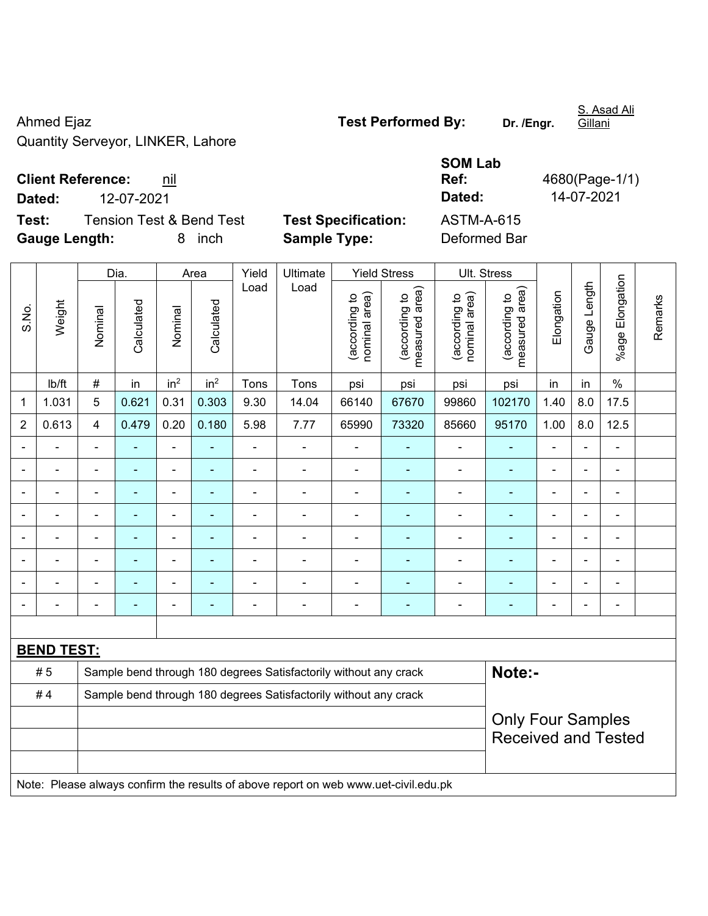Ahmed Ejaz
Quantity Serveyor, LINKER, Lahore

**Test Performed By:** **Dr. /Engr.** S. Asad Ali Gillani

**Client Reference:** nil
**Dated:** 12-07-2021

**SOM Lab Ref:** 4680(Page-1/1)
**Dated:** 14-07-2021

**Test:** Tension Test & Bend Test
**Gauge Length:** 8 inch

**Test Specification:** ASTM-A-615
**Sample Type:** Deformed Bar

| S.No. | Weight | Dia. | | Area | | Yield Load | Ultimate Load | Yield Stress | | Ult. Stress | | Elongation | Gauge Length | %age Elongation | Remarks |
|---|---|---|---|---|---|---|---|---|---|---|---|---|---|---|---|
| | | Nominal | Calculated | Nominal | Calculated | | | (according to nominal area) | (according to measured area) | (according to nominal area) | (according to measured area) | | | | |
| | lb/ft | # | in | $in^2$ | $in^2$ | Tons | Tons | psi | psi | psi | psi | in | in | % | |
| 1 | 1.031 | 5 | 0.621 | 0.31 | 0.303 | 9.30 | 14.04 | 66140 | 67670 | 99860 | 102170 | 1.40 | 8.0 | 17.5 | |
| 2 | 0.613 | 4 | 0.479 | 0.20 | 0.180 | 5.98 | 7.77 | 65990 | 73320 | 85660 | 95170 | 1.00 | 8.0 | 12.5 | |
| - | - | - | - | - | - | - | - | - | - | - | - | - | - | - | |
| - | - | - | - | - | - | - | - | - | - | - | - | - | - | - | |
| - | - | - | - | - | - | - | - | - | - | - | - | - | - | - | |
| - | - | - | - | - | - | - | - | - | - | - | - | - | - | - | |
| - | - | - | - | - | - | - | - | - | - | - | - | - | - | - | |
| - | - | - | - | - | - | - | - | - | - | - | - | - | - | - | |
| - | - | - | - | - | - | - | - | - | - | - | - | - | - | - | |
| - | - | - | - | - | - | - | - | - | - | - | - | - | - | - | |

**BEND TEST:**

| | | |
|---|---|---|
| # 5 | Sample bend through 180 degrees Satisfactorily without any crack | **Note:-** |
| # 4 | Sample bend through 180 degrees Satisfactorily without any crack | |
| | | Only Four Samples Received and Tested |

Note: Please always confirm the results of above report on web www.uet-civil.edu.pk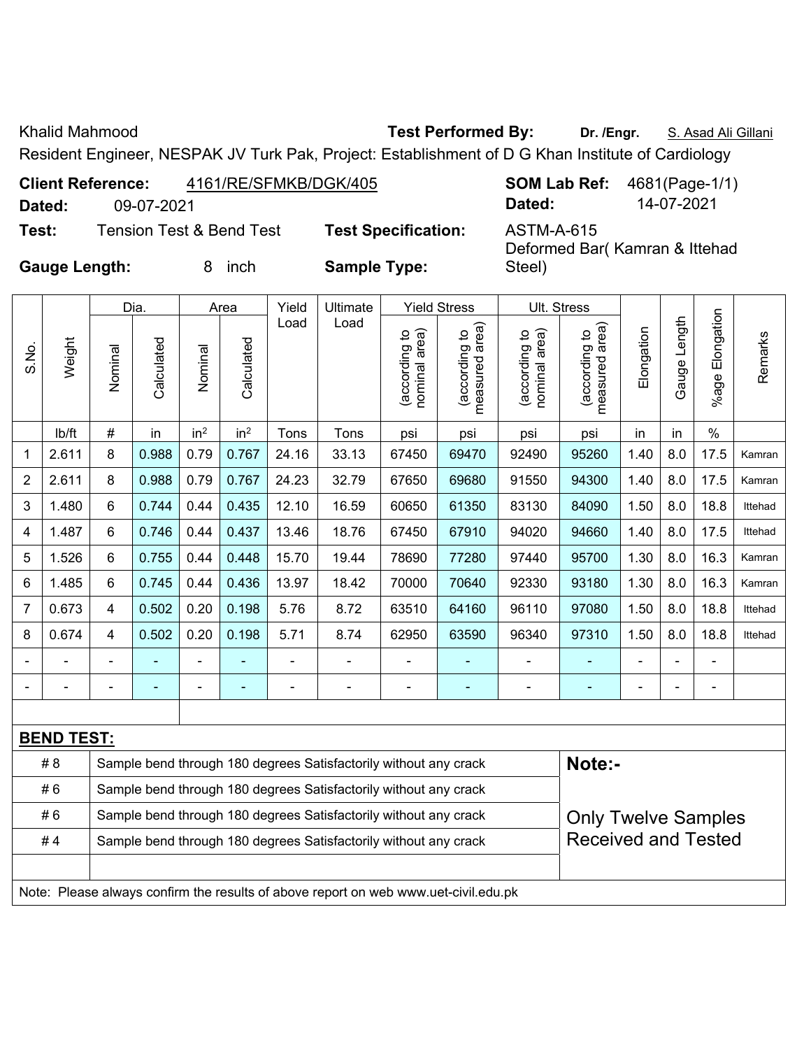Khalid Mahmood | **Test Performed By:** **Dr. /Engr.** S. Asad Ali Gillani

Resident Engineer, NESPAK JV Turk Pak, Project: Establishment of D G Khan Institute of Cardiology

**Client Reference:** 4161/RE/SFMKB/DGK/405 | **SOM Lab Ref:** 4681(Page-1/1)

**Dated:** 09-07-2021 | **Dated:** 14-07-2021

**Test:** Tension Test & Bend Test | **Test Specification:** ASTM-A-615

**Gauge Length:** 8 inch | **Sample Type:** Deformed Bar( Kamran & Ittehad Steel)

| S.No. | Weight | Dia. | | Area | | Yield Load | Ultimate Load | Yield Stress | | Ult. Stress | | Elongation | Gauge Length | %age Elongation | Remarks |
|---|---|---|---|---|---|---|---|---|---|---|---|---|---|---|---|
| | | Nominal | Calculated | Nominal | Calculated | | | (according to nominal area) | (according to measured area) | (according to nominal area) | (according to measured area) | | | | |
| | lb/ft | # | in | $in^2$ | $in^2$ | Tons | Tons | psi | psi | psi | psi | in | in | % | |
| 1 | 2.611 | 8 | 0.988 | 0.79 | 0.767 | 24.16 | 33.13 | 67450 | 69470 | 92490 | 95260 | 1.40 | 8.0 | 17.5 | Kamran |
| 2 | 2.611 | 8 | 0.988 | 0.79 | 0.767 | 24.23 | 32.79 | 67650 | 69680 | 91550 | 94300 | 1.40 | 8.0 | 17.5 | Kamran |
| 3 | 1.480 | 6 | 0.744 | 0.44 | 0.435 | 12.10 | 16.59 | 60650 | 61350 | 83130 | 84090 | 1.50 | 8.0 | 18.8 | Ittehad |
| 4 | 1.487 | 6 | 0.746 | 0.44 | 0.437 | 13.46 | 18.76 | 67450 | 67910 | 94020 | 94660 | 1.40 | 8.0 | 17.5 | Ittehad |
| 5 | 1.526 | 6 | 0.755 | 0.44 | 0.448 | 15.70 | 19.44 | 78690 | 77280 | 97440 | 95700 | 1.30 | 8.0 | 16.3 | Kamran |
| 6 | 1.485 | 6 | 0.745 | 0.44 | 0.436 | 13.97 | 18.42 | 70000 | 70640 | 92330 | 93180 | 1.30 | 8.0 | 16.3 | Kamran |
| 7 | 0.673 | 4 | 0.502 | 0.20 | 0.198 | 5.76 | 8.72 | 63510 | 64160 | 96110 | 97080 | 1.50 | 8.0 | 18.8 | Ittehad |
| 8 | 0.674 | 4 | 0.502 | 0.20 | 0.198 | 5.71 | 8.74 | 62950 | 63590 | 96340 | 97310 | 1.50 | 8.0 | 18.8 | Ittehad |
| - | - | - | - | - | - | - | - | - | - | - | - | - | - | - | |
| - | - | - | - | - | - | - | - | - | - | - | - | - | - | - | |

**BEND TEST:**

| # | Result |
|---|---|
| # 8 | Sample bend through 180 degrees Satisfactorily without any crack |
| # 6 | Sample bend through 180 degrees Satisfactorily without any crack |
| # 6 | Sample bend through 180 degrees Satisfactorily without any crack |
| # 4 | Sample bend through 180 degrees Satisfactorily without any crack |

**Note:-**

Only Twelve Samples Received and Tested

Note: Please always confirm the results of above report on web www.uet-civil.edu.pk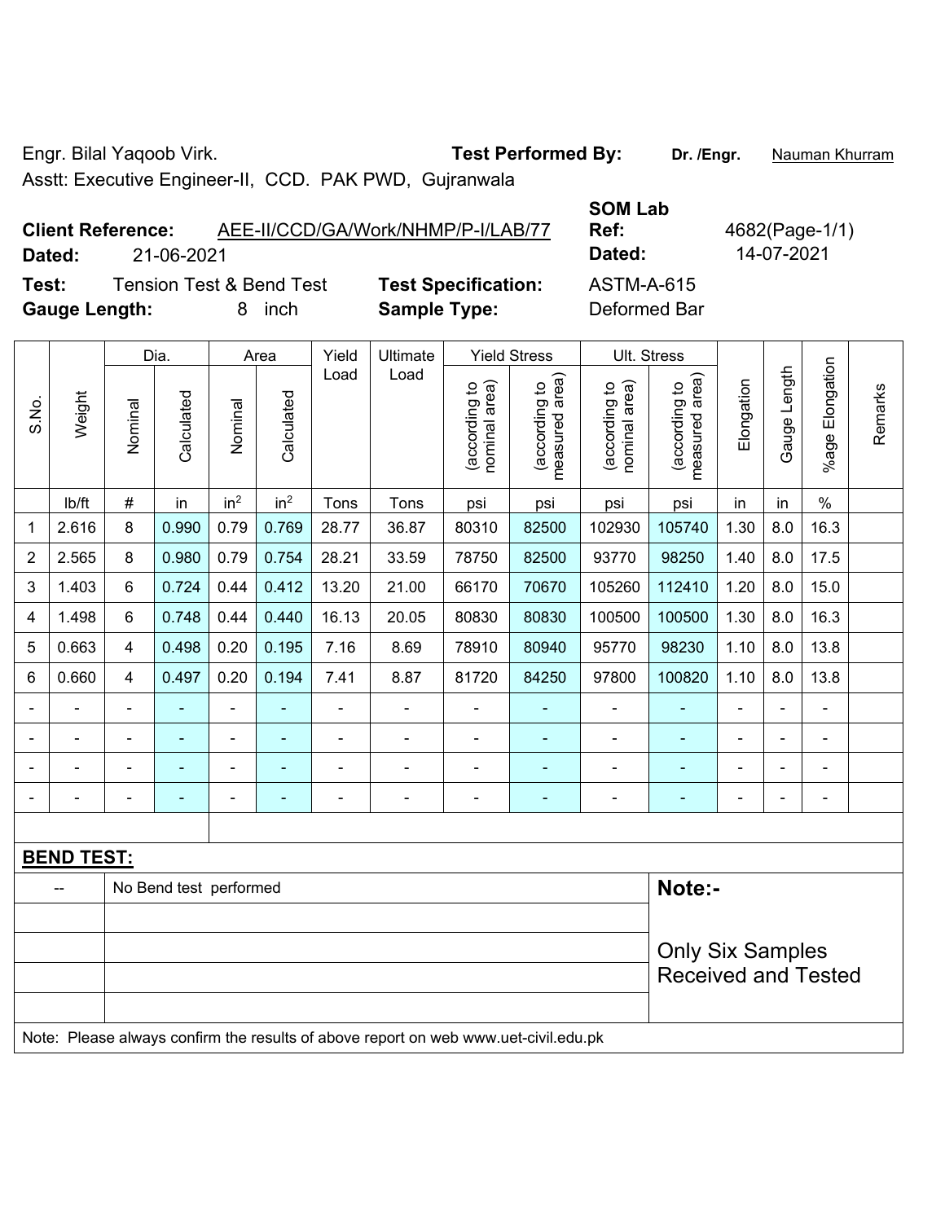Engr. Bilal Yaqoob Virk.

Asstt: Executive Engineer-II, CCD. PAK PWD, Gujranwala

**Test Performed By:** Dr. /Engr. Nauman Khurram

**Client Reference:** AEE-II/CCD/GA/Work/NHMP/P-I/LAB/77

**Dated:** 21-06-2021

**SOM Lab Ref:** 4682(Page-1/1)

**Dated:** 14-07-2021

**Test:** Tension Test & Bend Test

**Gauge Length:** 8 inch

**Test Specification:** ASTM-A-615

**Sample Type:** Deformed Bar

| S.No. | Weight | Dia. | | Area | | Yield Load | Ultimate Load | Yield Stress | | Ult. Stress | | Elongation | Gauge Length | %age Elongation | Remarks |
|---|---|---|---|---|---|---|---|---|---|---|---|---|---|---|---|
| | | Nominal | Calculated | Nominal | Calculated | | | (according to nominal area) | (according to measured area) | (according to nominal area) | (according to measured area) | | | | |
| | lb/ft | # | in | in$^2$ | in$^2$ | Tons | Tons | psi | psi | psi | psi | in | in | % | |
| 1 | 2.616 | 8 | 0.990 | 0.79 | 0.769 | 28.77 | 36.87 | 80310 | 82500 | 102930 | 105740 | 1.30 | 8.0 | 16.3 | |
| 2 | 2.565 | 8 | 0.980 | 0.79 | 0.754 | 28.21 | 33.59 | 78750 | 82500 | 93770 | 98250 | 1.40 | 8.0 | 17.5 | |
| 3 | 1.403 | 6 | 0.724 | 0.44 | 0.412 | 13.20 | 21.00 | 66170 | 70670 | 105260 | 112410 | 1.20 | 8.0 | 15.0 | |
| 4 | 1.498 | 6 | 0.748 | 0.44 | 0.440 | 16.13 | 20.05 | 80830 | 80830 | 100500 | 100500 | 1.30 | 8.0 | 16.3 | |
| 5 | 0.663 | 4 | 0.498 | 0.20 | 0.195 | 7.16 | 8.69 | 78910 | 80940 | 95770 | 98230 | 1.10 | 8.0 | 13.8 | |
| 6 | 0.660 | 4 | 0.497 | 0.20 | 0.194 | 7.41 | 8.87 | 81720 | 84250 | 97800 | 100820 | 1.10 | 8.0 | 13.8 | |
| - | - | - | - | - | - | - | - | - | - | - | - | - | - | - | |
| - | - | - | - | - | - | - | - | - | - | - | - | - | - | - | |
| - | - | - | - | - | - | - | - | - | - | - | - | - | - | - | |
| - | - | - | - | - | - | - | - | - | - | - | - | - | - | - | |

**BEND TEST:**

| -- | No Bend test performed |
|---|---|

**Note:-**

Only Six Samples Received and Tested

Note: Please always confirm the results of above report on web www.uet-civil.edu.pk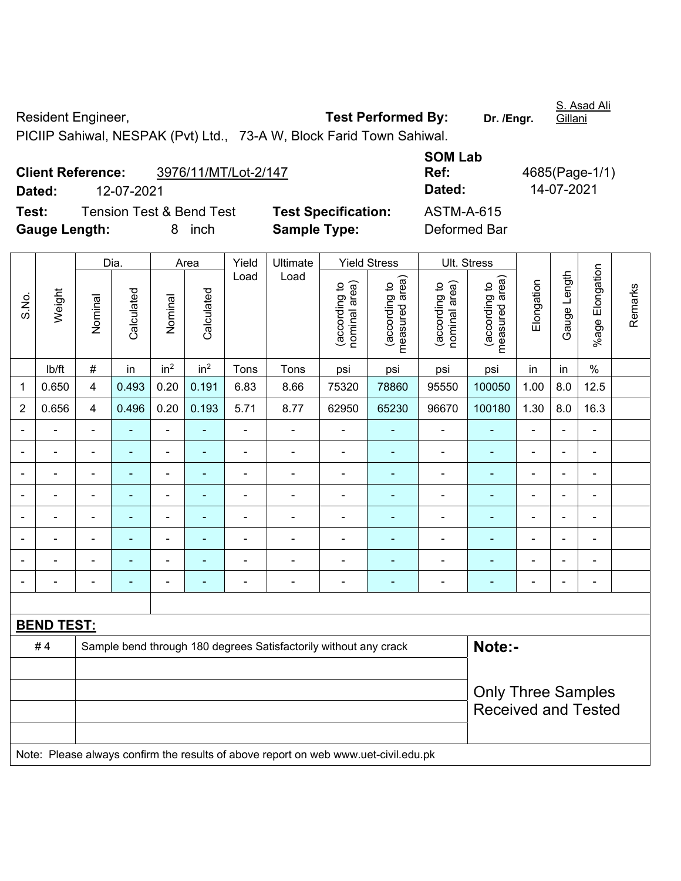Resident Engineer, **Test Performed By:** **Dr. /Engr.** S. Asad Ali Gillani

PICIIP Sahiwal, NESPAK (Pvt) Ltd., 73-A W, Block Farid Town Sahiwal.

**Client Reference:** 3976/11/MT/Lot-2/147 **SOM Lab Ref:** 4685(Page-1/1)

**Dated:** 12-07-2021 **Dated:** 14-07-2021

**Test:** Tension Test & Bend Test **Test Specification:** ASTM-A-615

**Gauge Length:** 8 inch **Sample Type:** Deformed Bar

| S.No. | Weight | Dia. | | Area | | Yield Load | Ultimate Load | Yield Stress | | Ult. Stress | | Elongation | Gauge Length | %age Elongation | Remarks |
|---|---|---|---|---|---|---|---|---|---|---|---|---|---|---|---|
| | | Nominal | Calculated | Nominal | Calculated | | | (according to nominal area) | (according to measured area) | (according to nominal area) | (according to measured area) | | | | |
| | lb/ft | # | in | in$^2$ | in$^2$ | Tons | Tons | psi | psi | psi | psi | in | in | % | |
| 1 | 0.650 | 4 | 0.493 | 0.20 | 0.191 | 6.83 | 8.66 | 75320 | 78860 | 95550 | 100050 | 1.00 | 8.0 | 12.5 | |
| 2 | 0.656 | 4 | 0.496 | 0.20 | 0.193 | 5.71 | 8.77 | 62950 | 65230 | 96670 | 100180 | 1.30 | 8.0 | 16.3 | |
| - | - | - | - | - | - | - | - | - | - | - | - | - | - | - | |
| - | - | - | - | - | - | - | - | - | - | - | - | - | - | - | |
| - | - | - | - | - | - | - | - | - | - | - | - | - | - | - | |
| - | - | - | - | - | - | - | - | - | - | - | - | - | - | - | |
| - | - | - | - | - | - | - | - | - | - | - | - | - | - | - | |
| - | - | - | - | - | - | - | - | - | - | - | - | - | - | - | |
| - | - | - | - | - | - | - | - | - | - | - | - | - | - | - | |
| - | - | - | - | - | - | - | - | - | - | - | - | - | - | - | |

**BEND TEST:**

| | | |
|---|---|---|
| # 4 | Sample bend through 180 degrees Satisfactorily without any crack | **Note:-** Only Three Samples Received and Tested |

Note: Please always confirm the results of above report on web www.uet-civil.edu.pk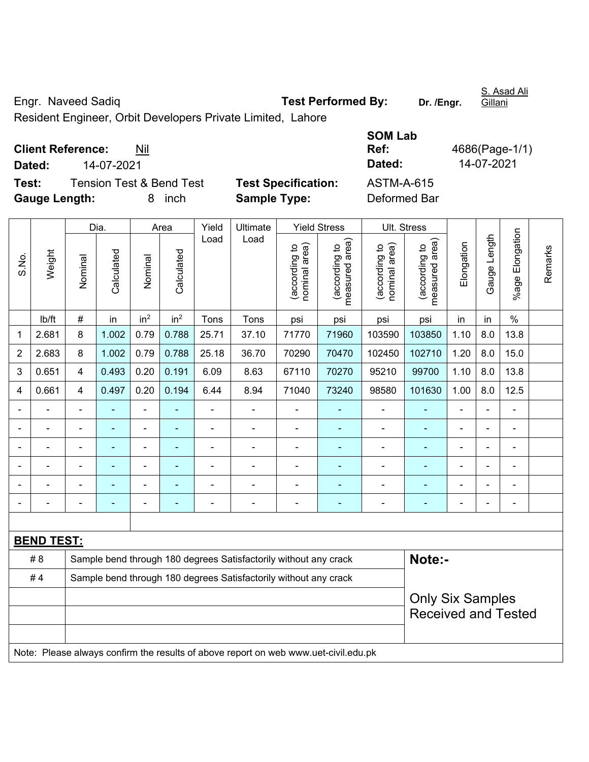Engr. Naveed Sadiq
Resident Engineer, Orbit Developers Private Limited, Lahore

**Test Performed By:** **Dr. /Engr.** S. Asad Ali Gillani

**Client Reference:** Nil
**Dated:** 14-07-2021

**SOM Lab Ref:** 4686(Page-1/1)
**Dated:** 14-07-2021

**Test:** Tension Test & Bend Test
**Gauge Length:** 8 inch

**Test Specification:** ASTM-A-615
**Sample Type:** Deformed Bar

| S.No. | Weight | Dia. | | Area | | Yield Load | Ultimate Load | Yield Stress | | Ult. Stress | | Elongation | Gauge Length | %age Elongation | Remarks |
|---|---|---|---|---|---|---|---|---|---|---|---|---|---|---|---|
| | | Nominal | Calculated | Nominal | Calculated | | | (according to nominal area) | (according to measured area) | (according to nominal area) | (according to measured area) | | | | |
| | lb/ft | # | in | $in^2$ | $in^2$ | Tons | Tons | psi | psi | psi | psi | in | in | % | |
| 1 | 2.681 | 8 | 1.002 | 0.79 | 0.788 | 25.71 | 37.10 | 71770 | 71960 | 103590 | 103850 | 1.10 | 8.0 | 13.8 | |
| 2 | 2.683 | 8 | 1.002 | 0.79 | 0.788 | 25.18 | 36.70 | 70290 | 70470 | 102450 | 102710 | 1.20 | 8.0 | 15.0 | |
| 3 | 0.651 | 4 | 0.493 | 0.20 | 0.191 | 6.09 | 8.63 | 67110 | 70270 | 95210 | 99700 | 1.10 | 8.0 | 13.8 | |
| 4 | 0.661 | 4 | 0.497 | 0.20 | 0.194 | 6.44 | 8.94 | 71040 | 73240 | 98580 | 101630 | 1.00 | 8.0 | 12.5 | |
| - | - | - | - | - | - | - | - | - | - | - | - | - | - | - | |
| - | - | - | - | - | - | - | - | - | - | - | - | - | - | - | |
| - | - | - | - | - | - | - | - | - | - | - | - | - | - | - | |
| - | - | - | - | - | - | - | - | - | - | - | - | - | - | - | |
| - | - | - | - | - | - | - | - | - | - | - | - | - | - | - | |
| - | - | - | - | - | - | - | - | - | - | - | - | - | - | - | |

**BEND TEST:**

| | | |
|---|---|---|
| # 8 | Sample bend through 180 degrees Satisfactorily without any crack | **Note:-** |
| # 4 | Sample bend through 180 degrees Satisfactorily without any crack | Only Six Samples Received and Tested |

Note: Please always confirm the results of above report on web www.uet-civil.edu.pk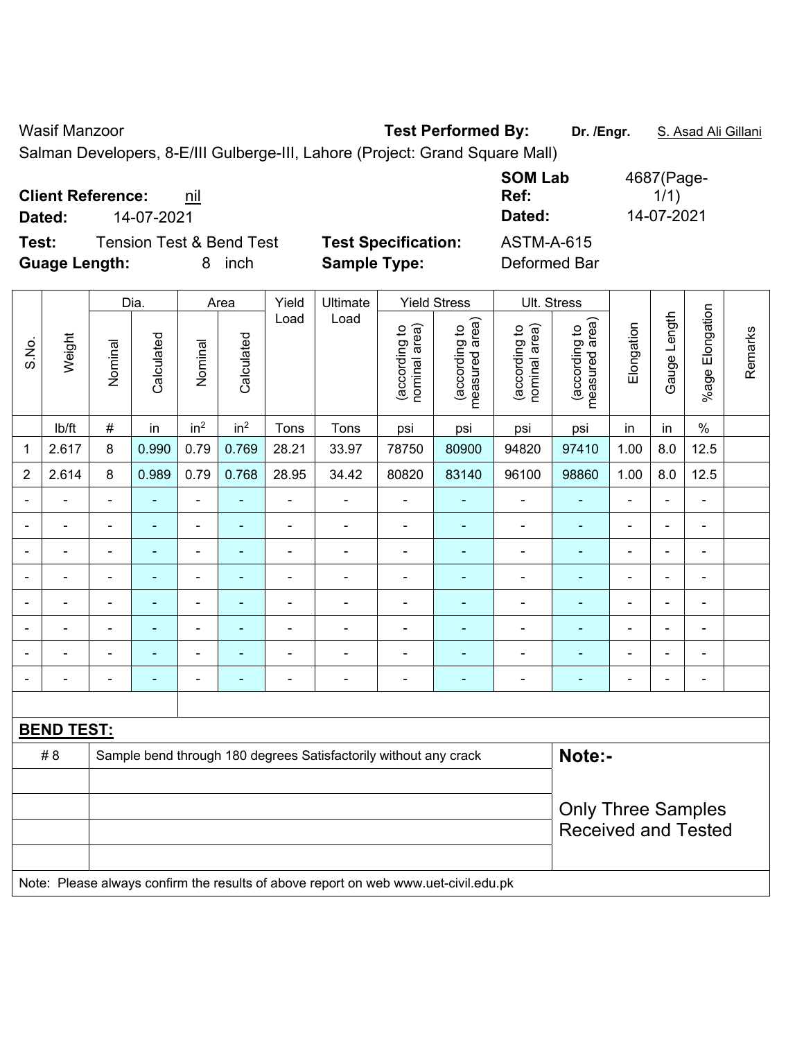Wasif Manzoor **Test Performed By:** **Dr. /Engr.** S. Asad Ali Gillani

Salman Developers, 8-E/III Gulberge-III, Lahore (Project: Grand Square Mall)

**Client Reference:** nil **SOM Lab Ref:** 4687(Page-1/1)

**Dated:** 14-07-2021 **Dated:** 14-07-2021

**Test:** Tension Test & Bend Test **Test Specification:** ASTM-A-615

**Guage Length:** 8 inch **Sample Type:** Deformed Bar

| S.No. | Weight | Dia. | | Area | | Yield Load | Ultimate Load | Yield Stress | | Ult. Stress | | Elongation | Gauge Length | %age Elongation | Remarks |
|---|---|---|---|---|---|---|---|---|---|---|---|---|---|---|---|
| | | Nominal | Calculated | Nominal | Calculated | | | (according to nominal area) | (according to measured area) | (according to nominal area) | (according to measured area) | | | | |
| | lb/ft | # | in | in$^2$ | in$^2$ | Tons | Tons | psi | psi | psi | psi | in | in | % | |
| 1 | 2.617 | 8 | 0.990 | 0.79 | 0.769 | 28.21 | 33.97 | 78750 | 80900 | 94820 | 97410 | 1.00 | 8.0 | 12.5 | |
| 2 | 2.614 | 8 | 0.989 | 0.79 | 0.768 | 28.95 | 34.42 | 80820 | 83140 | 96100 | 98860 | 1.00 | 8.0 | 12.5 | |
| - | - | - | - | - | - | - | - | - | - | - | - | - | - | - | |
| - | - | - | - | - | - | - | - | - | - | - | - | - | - | - | |
| - | - | - | - | - | - | - | - | - | - | - | - | - | - | - | |
| - | - | - | - | - | - | - | - | - | - | - | - | - | - | - | |
| - | - | - | - | - | - | - | - | - | - | - | - | - | - | - | |
| - | - | - | - | - | - | - | - | - | - | - | - | - | - | - | |
| - | - | - | - | - | - | - | - | - | - | - | - | - | - | - | |
| - | - | - | - | - | - | - | - | - | - | - | - | - | - | - | |

**BEND TEST:**

| | | |
|---|---|---|
| # 8 | Sample bend through 180 degrees Satisfactorily without any crack | **Note:-** |
| | | Only Three Samples Received and Tested |

Note: Please always confirm the results of above report on web www.uet-civil.edu.pk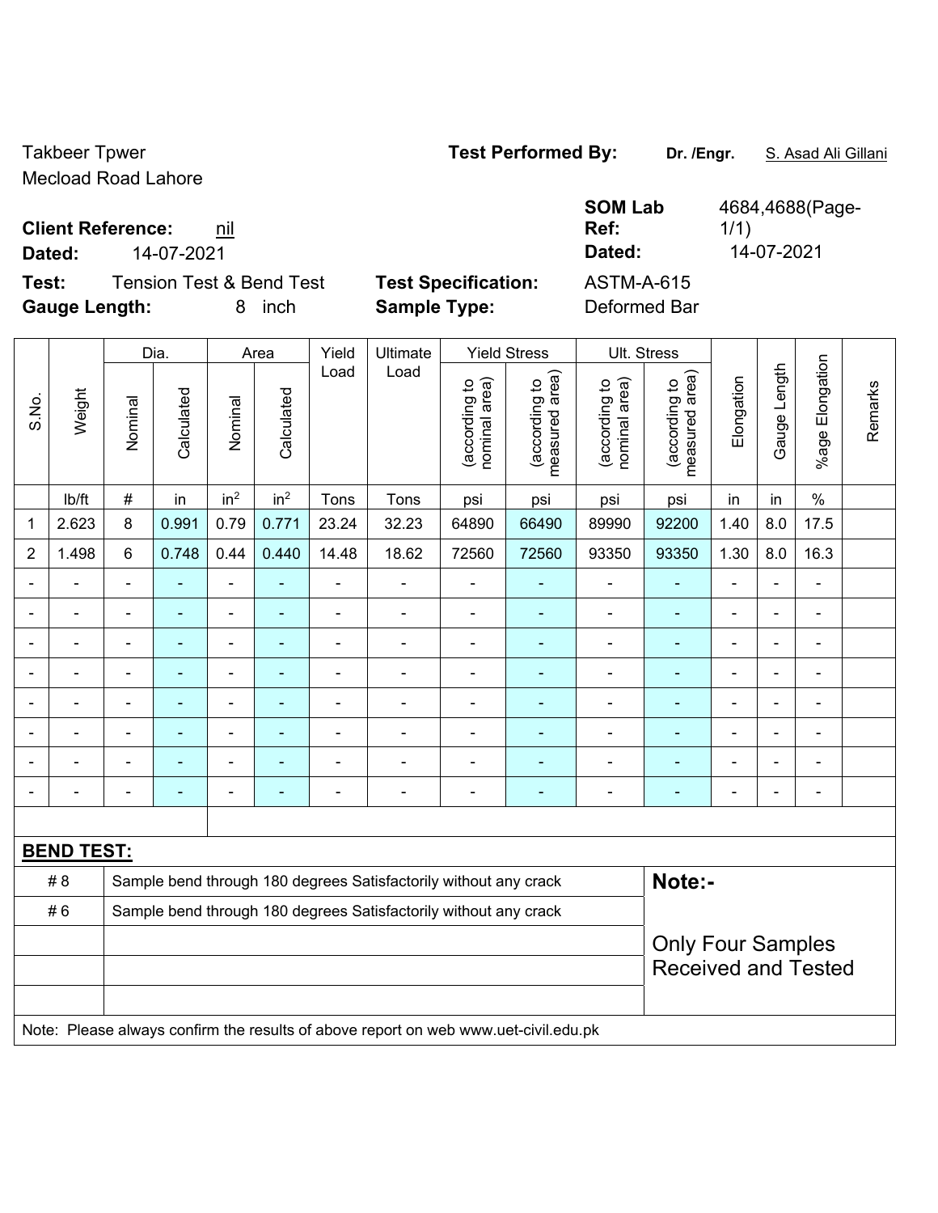Takbeer Tpwer
Mecload Road Lahore

**Test Performed By:** **Dr. /Engr.** S. Asad Ali Gillani

**Client Reference:** nil

**Dated:** 14-07-2021

**SOM Lab Ref:** 4684,4688(Page-1/1)

**Dated:** 14-07-2021

**Test:** Tension Test & Bend Test

**Test Specification:** ASTM-A-615

**Gauge Length:** 8 inch

**Sample Type:** Deformed Bar

| S.No. | Weight | Dia. | | Area | | Yield Load | Ultimate Load | Yield Stress | | Ult. Stress | | Elongation | Gauge Length | %age Elongation | Remarks |
|---|---|---|---|---|---|---|---|---|---|---|---|---|---|---|---|
| | | Nominal | Calculated | Nominal | Calculated | | | (according to nominal area) | (according to measured area) | (according to nominal area) | (according to measured area) | | | | |
| | lb/ft | # | in | in$^2$ | in$^2$ | Tons | Tons | psi | psi | psi | psi | in | in | % | |
| 1 | 2.623 | 8 | 0.991 | 0.79 | 0.771 | 23.24 | 32.23 | 64890 | 66490 | 89990 | 92200 | 1.40 | 8.0 | 17.5 | |
| 2 | 1.498 | 6 | 0.748 | 0.44 | 0.440 | 14.48 | 18.62 | 72560 | 72560 | 93350 | 93350 | 1.30 | 8.0 | 16.3 | |
| - | - | - | - | - | - | - | - | - | - | - | - | - | - | - | |
| - | - | - | - | - | - | - | - | - | - | - | - | - | - | - | |
| - | - | - | - | - | - | - | - | - | - | - | - | - | - | - | |
| - | - | - | - | - | - | - | - | - | - | - | - | - | - | - | |
| - | - | - | - | - | - | - | - | - | - | - | - | - | - | - | |
| - | - | - | - | - | - | - | - | - | - | - | - | - | - | - | |
| - | - | - | - | - | - | - | - | - | - | - | - | - | - | - | |
| - | - | - | - | - | - | - | - | - | - | - | - | - | - | - | |

**BEND TEST:**

| | | |
|---|---|---|
| # 8 | Sample bend through 180 degrees Satisfactorily without any crack | **Note:-** |
| # 6 | Sample bend through 180 degrees Satisfactorily without any crack | |
| | | Only Four Samples Received and Tested |

Note: Please always confirm the results of above report on web www.uet-civil.edu.pk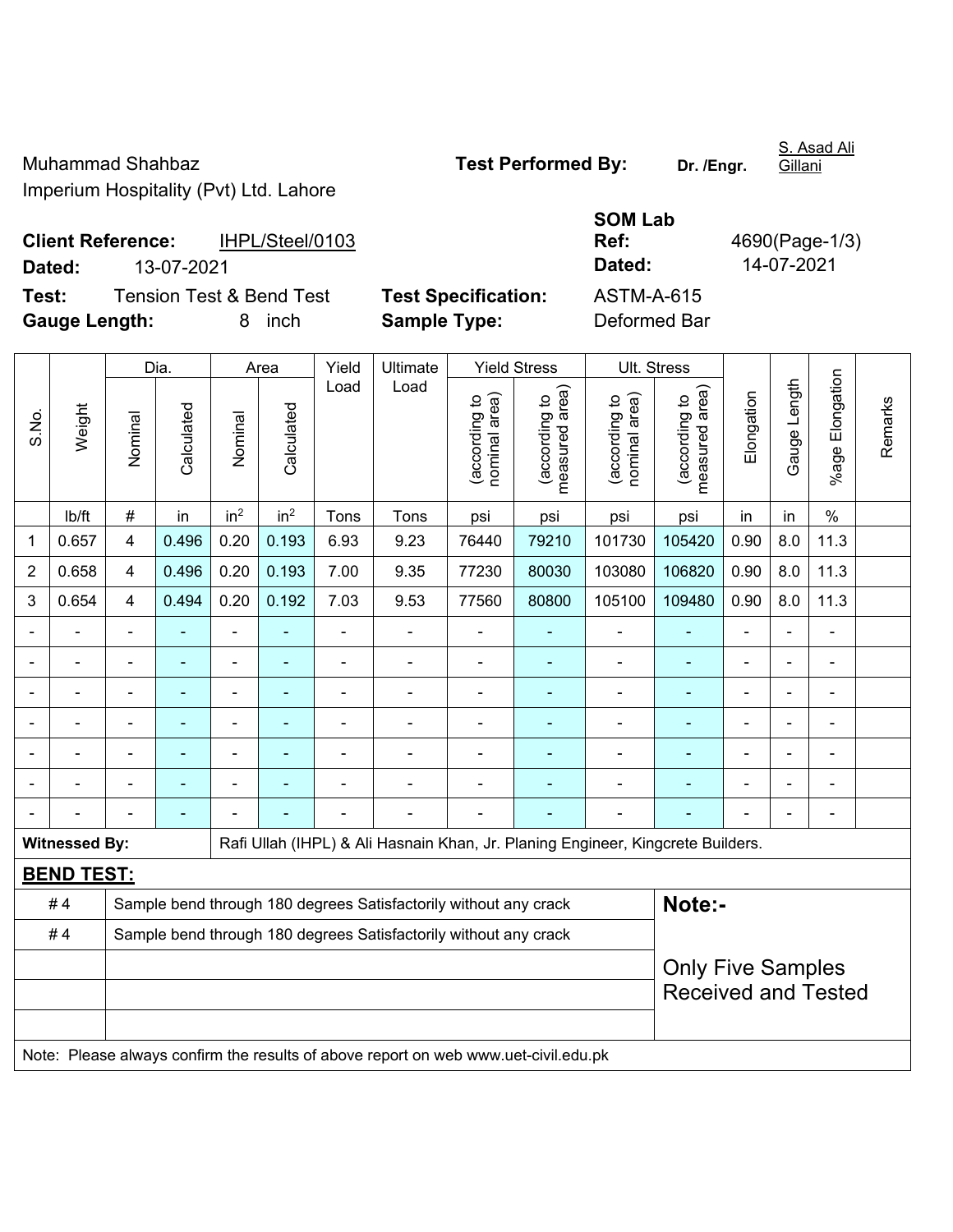Muhammad Shahbaz
Imperium Hospitality (Pvt) Ltd. Lahore

**Test Performed By:** **Dr. /Engr.** S. Asad Ali Gillani

**Client Reference:** IHPL/Steel/0103
**Dated:** 13-07-2021

**SOM Lab Ref:** 4690(Page-1/3)
**Dated:** 14-07-2021

**Test:** Tension Test & Bend Test
**Gauge Length:** 8 inch

**Test Specification:** ASTM-A-615
**Sample Type:** Deformed Bar

| S.No. | Weight | Dia. | | Area | | Yield Load | Ultimate Load | Yield Stress | | Ult. Stress | | Elongation | Gauge Length | %age Elongation | Remarks |
|---|---|---|---|---|---|---|---|---|---|---|---|---|---|---|---|
| | | Nominal | Calculated | Nominal | Calculated | | | (according to nominal area) | (according to measured area) | (according to nominal area) | (according to measured area) | | | | |
| | lb/ft | # | in | $in^2$ | $in^2$ | Tons | Tons | psi | psi | psi | psi | in | in | % | |
| 1 | 0.657 | 4 | 0.496 | 0.20 | 0.193 | 6.93 | 9.23 | 76440 | 79210 | 101730 | 105420 | 0.90 | 8.0 | 11.3 | |
| 2 | 0.658 | 4 | 0.496 | 0.20 | 0.193 | 7.00 | 9.35 | 77230 | 80030 | 103080 | 106820 | 0.90 | 8.0 | 11.3 | |
| 3 | 0.654 | 4 | 0.494 | 0.20 | 0.192 | 7.03 | 9.53 | 77560 | 80800 | 105100 | 109480 | 0.90 | 8.0 | 11.3 | |
| - | - | - | - | - | - | - | - | - | - | - | - | - | - | - | |
| - | - | - | - | - | - | - | - | - | - | - | - | - | - | - | |
| - | - | - | - | - | - | - | - | - | - | - | - | - | - | - | |
| - | - | - | - | - | - | - | - | - | - | - | - | - | - | - | |
| - | - | - | - | - | - | - | - | - | - | - | - | - | - | - | |
| - | - | - | - | - | - | - | - | - | - | - | - | - | - | - | |
| - | - | - | - | - | - | - | - | - | - | - | - | - | - | - | |

**Witnessed By:** Rafi Ullah (IHPL) & Ali Hasnain Khan, Jr. Planing Engineer, Kingcrete Builders.

**BEND TEST:**

| | |
|---|---|
| # 4 | Sample bend through 180 degrees Satisfactorily without any crack |
| # 4 | Sample bend through 180 degrees Satisfactorily without any crack |

**Note:-**

Only Five Samples Received and Tested

Note: Please always confirm the results of above report on web www.uet-civil.edu.pk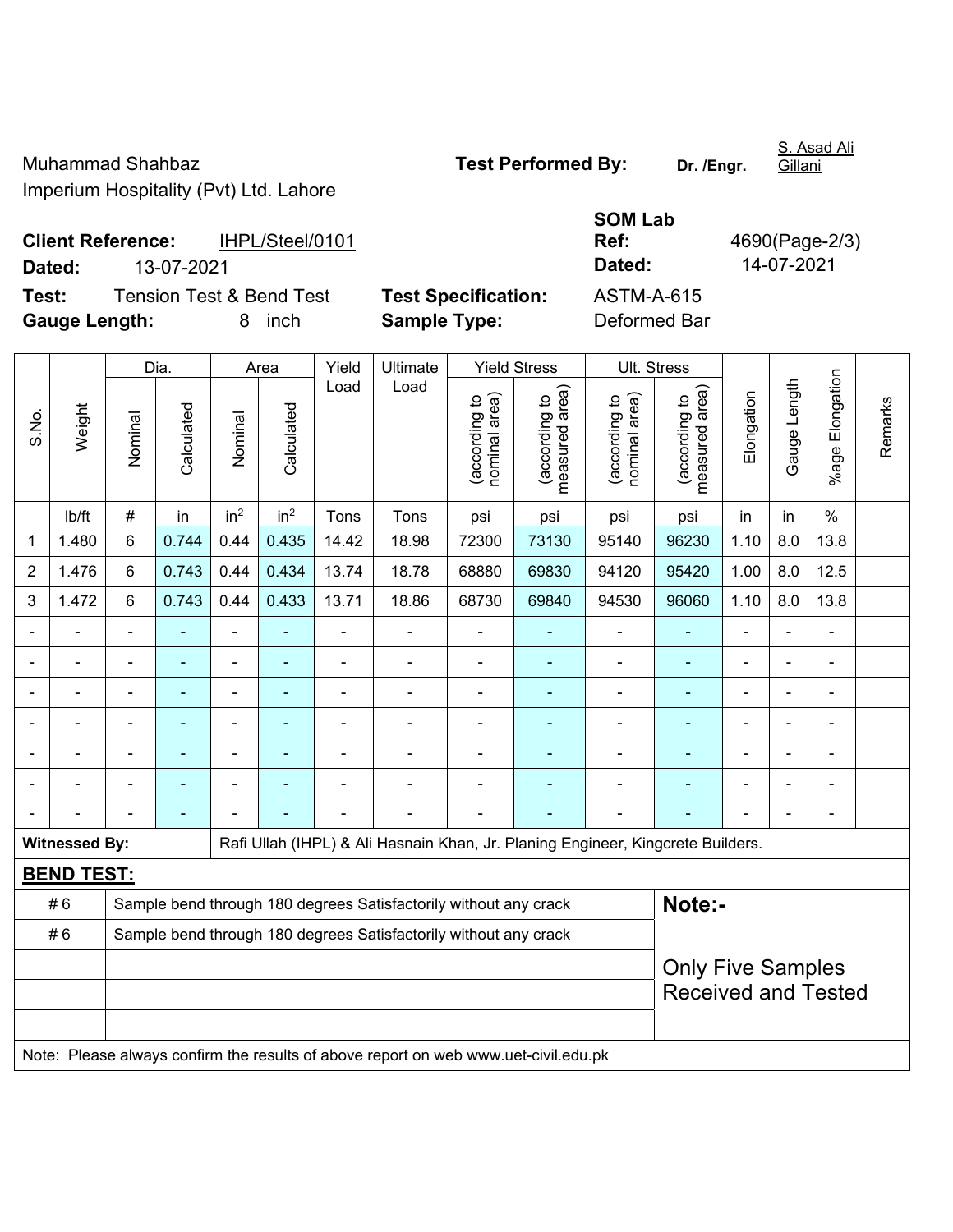Muhammad Shahbaz

Imperium Hospitality (Pvt) Ltd. Lahore

**Test Performed By:** **Dr. /Engr.** S. Asad Ali Gillani

**Client Reference:** IHPL/Steel/0101

**Dated:** 13-07-2021

**SOM Lab Ref:** 4690(Page-2/3)

**Dated:** 14-07-2021

**Test:** Tension Test & Bend Test

**Test Specification:** ASTM-A-615

**Gauge Length:** 8 inch

**Sample Type:** Deformed Bar

| S.No. | Weight | Dia. | | Area | | Yield Load | Ultimate Load | Yield Stress | | Ult. Stress | | Elongation | Gauge Length | %age Elongation | Remarks |
|---|---|---|---|---|---|---|---|---|---|---|---|---|---|---|---|
| | | Nominal | Calculated | Nominal | Calculated | | | (according to nominal area) | (according to measured area) | (according to nominal area) | (according to measured area) | | | | |
| | lb/ft | # | in | $in^2$ | $in^2$ | Tons | Tons | psi | psi | psi | psi | in | in | % | |
| 1 | 1.480 | 6 | 0.744 | 0.44 | 0.435 | 14.42 | 18.98 | 72300 | 73130 | 95140 | 96230 | 1.10 | 8.0 | 13.8 | |
| 2 | 1.476 | 6 | 0.743 | 0.44 | 0.434 | 13.74 | 18.78 | 68880 | 69830 | 94120 | 95420 | 1.00 | 8.0 | 12.5 | |
| 3 | 1.472 | 6 | 0.743 | 0.44 | 0.433 | 13.71 | 18.86 | 68730 | 69840 | 94530 | 96060 | 1.10 | 8.0 | 13.8 | |
| - | - | - | - | - | - | - | - | - | - | - | - | - | - | - | |
| - | - | - | - | - | - | - | - | - | - | - | - | - | - | - | |
| - | - | - | - | - | - | - | - | - | - | - | - | - | - | - | |
| - | - | - | - | - | - | - | - | - | - | - | - | - | - | - | |
| - | - | - | - | - | - | - | - | - | - | - | - | - | - | - | |
| - | - | - | - | - | - | - | - | - | - | - | - | - | - | - | |
| - | - | - | - | - | - | - | - | - | - | - | - | - | - | - | |

**Witnessed By:** Rafi Ullah (IHPL) & Ali Hasnain Khan, Jr. Planing Engineer, Kingcrete Builders.

**BEND TEST:**

| | | |
|---|---|---|
| # 6 | Sample bend through 180 degrees Satisfactorily without any crack | **Note:-** |
| # 6 | Sample bend through 180 degrees Satisfactorily without any crack | Only Five Samples Received and Tested |

Note: Please always confirm the results of above report on web www.uet-civil.edu.pk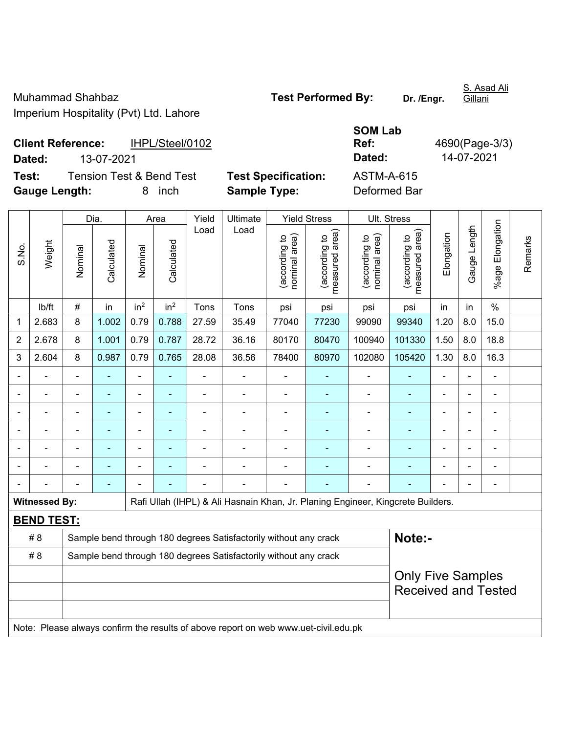Muhammad Shahbaz
Imperium Hospitality (Pvt) Ltd. Lahore

**Test Performed By:** **Dr. /Engr.** S. Asad Ali Gillani

**Client Reference:** IHPL/Steel/0102
**Dated:** 13-07-2021

**SOM Lab Ref:** 4690(Page-3/3)
**Dated:** 14-07-2021

**Test:** Tension Test & Bend Test
**Gauge Length:** 8 inch

**Test Specification:** ASTM-A-615
**Sample Type:** Deformed Bar

| S.No. | Weight | Dia. | | Area | | Yield Load | Ultimate Load | Yield Stress | | Ult. Stress | | Elongation | Gauge Length | %age Elongation | Remarks |
|---|---|---|---|---|---|---|---|---|---|---|---|---|---|---|---|
| | | Nominal | Calculated | Nominal | Calculated | | | (according to nominal area) | (according to measured area) | (according to nominal area) | (according to measured area) | | | | |
| | lb/ft | # | in | in² | in² | Tons | Tons | psi | psi | psi | psi | in | in | % | |
| 1 | 2.683 | 8 | 1.002 | 0.79 | 0.788 | 27.59 | 35.49 | 77040 | 77230 | 99090 | 99340 | 1.20 | 8.0 | 15.0 | |
| 2 | 2.678 | 8 | 1.001 | 0.79 | 0.787 | 28.72 | 36.16 | 80170 | 80470 | 100940 | 101330 | 1.50 | 8.0 | 18.8 | |
| 3 | 2.604 | 8 | 0.987 | 0.79 | 0.765 | 28.08 | 36.56 | 78400 | 80970 | 102080 | 105420 | 1.30 | 8.0 | 16.3 | |
| - | - | - | - | - | - | - | - | - | - | - | - | - | - | - | |
| - | - | - | - | - | - | - | - | - | - | - | - | - | - | - | |
| - | - | - | - | - | - | - | - | - | - | - | - | - | - | - | |
| - | - | - | - | - | - | - | - | - | - | - | - | - | - | - | |
| - | - | - | - | - | - | - | - | - | - | - | - | - | - | - | |
| - | - | - | - | - | - | - | - | - | - | - | - | - | - | - | |
| - | - | - | - | - | - | - | - | - | - | - | - | - | - | - | |

**Witnessed By:** Rafi Ullah (IHPL) & Ali Hasnain Khan, Jr. Planing Engineer, Kingcrete Builders.

**BEND TEST:**

| | |
|---|---|
| # 8 | Sample bend through 180 degrees Satisfactorily without any crack |
| # 8 | Sample bend through 180 degrees Satisfactorily without any crack |

**Note:-**

Only Five Samples Received and Tested

Note: Please always confirm the results of above report on web www.uet-civil.edu.pk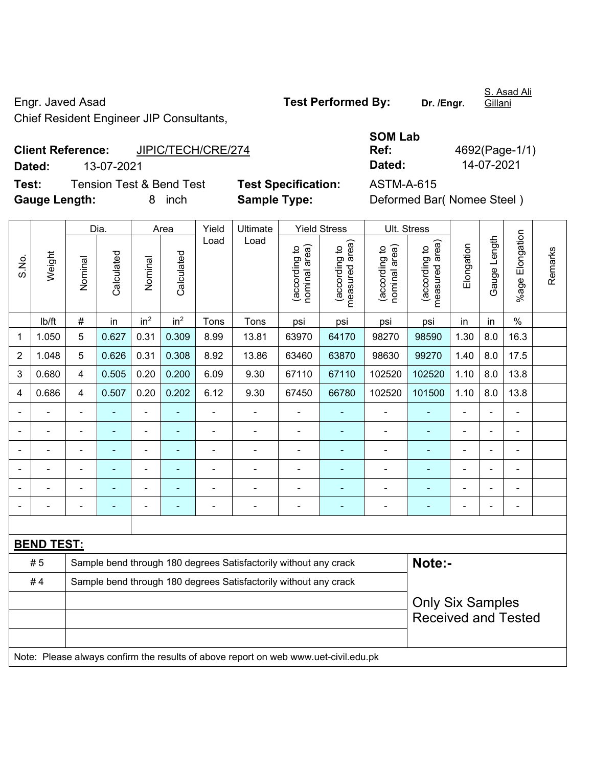Engr. Javed Asad
Chief Resident Engineer JIP Consultants,

**Test Performed By:** Dr. /Engr. S. Asad Ali Gillani

**Client Reference:** JIPIC/TECH/CRE/274
**Dated:** 13-07-2021

**SOM Lab Ref:** 4692(Page-1/1)
**Dated:** 14-07-2021

**Test:** Tension Test & Bend Test
**Gauge Length:** 8 inch

**Test Specification:** ASTM-A-615
**Sample Type:** Deformed Bar( Nomee Steel )

| S.No. | Weight | Dia. | | Area | | Yield Load | Ultimate Load | Yield Stress | | Ult. Stress | | Elongation | Gauge Length | %age Elongation | Remarks |
|---|---|---|---|---|---|---|---|---|---|---|---|---|---|---|---|
| | | Nominal | Calculated | Nominal | Calculated | | | (according to nominal area) | (according to measured area) | (according to nominal area) | (according to measured area) | | | | |
| | lb/ft | # | in | $in^2$ | $in^2$ | Tons | Tons | psi | psi | psi | psi | in | in | % | |
| 1 | 1.050 | 5 | 0.627 | 0.31 | 0.309 | 8.99 | 13.81 | 63970 | 64170 | 98270 | 98590 | 1.30 | 8.0 | 16.3 | |
| 2 | 1.048 | 5 | 0.626 | 0.31 | 0.308 | 8.92 | 13.86 | 63460 | 63870 | 98630 | 99270 | 1.40 | 8.0 | 17.5 | |
| 3 | 0.680 | 4 | 0.505 | 0.20 | 0.200 | 6.09 | 9.30 | 67110 | 67110 | 102520 | 102520 | 1.10 | 8.0 | 13.8 | |
| 4 | 0.686 | 4 | 0.507 | 0.20 | 0.202 | 6.12 | 9.30 | 67450 | 66780 | 102520 | 101500 | 1.10 | 8.0 | 13.8 | |
| - | - | - | - | - | - | - | - | - | - | - | - | - | - | - | |
| - | - | - | - | - | - | - | - | - | - | - | - | - | - | - | |
| - | - | - | - | - | - | - | - | - | - | - | - | - | - | - | |
| - | - | - | - | - | - | - | - | - | - | - | - | - | - | - | |
| - | - | - | - | - | - | - | - | - | - | - | - | - | - | - | |
| - | - | - | - | - | - | - | - | - | - | - | - | - | - | - | |

**BEND TEST:**

| | |
|---|---|
| # 5 | Sample bend through 180 degrees Satisfactorily without any crack |
| # 4 | Sample bend through 180 degrees Satisfactorily without any crack |

**Note:-**

Only Six Samples Received and Tested

Note: Please always confirm the results of above report on web www.uet-civil.edu.pk